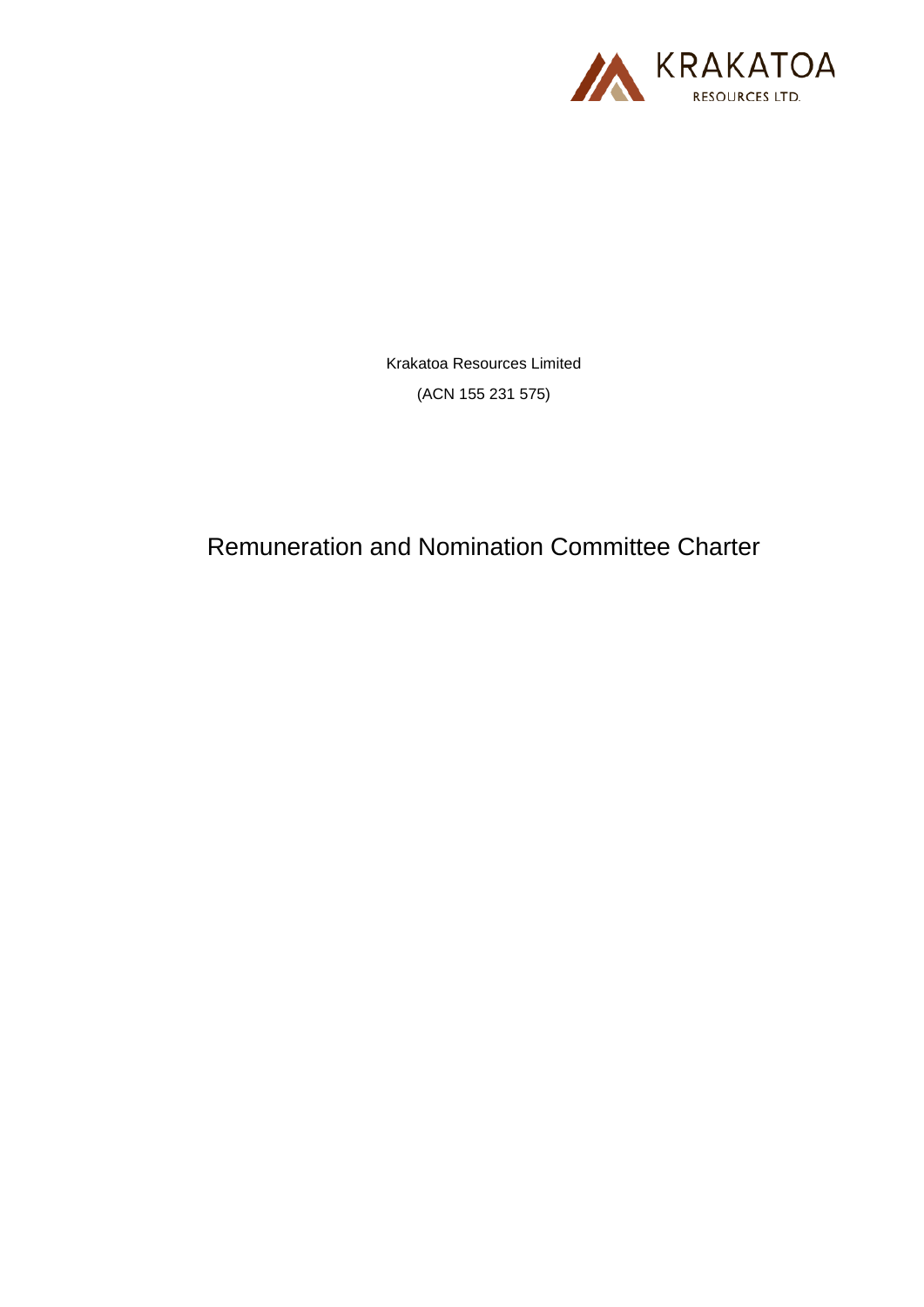Krakatoa Resources Limited

(ACN 155 231 575)

# Remuneration and Nomination Committee Charter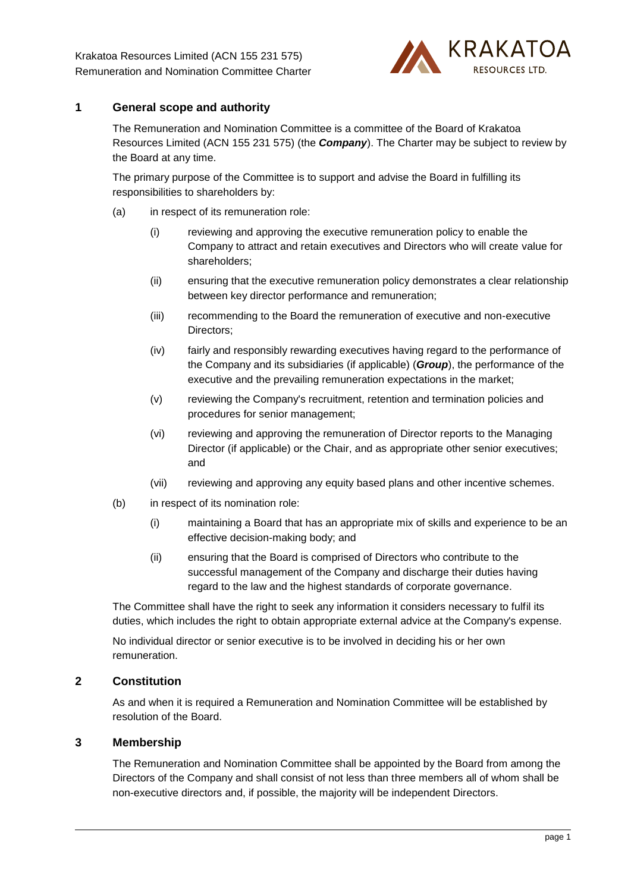## 1 General scope and authority

The Remuneration and Nomination Committee is a committee of the Board of Krakatoa Resources Limited (ACN 155 231 575) (the ***Company***). The Charter may be subject to review by the Board at any time.

The primary purpose of the Committee is to support and advise the Board in fulfilling its responsibilities to shareholders by:

(a) in respect of its remuneration role:

(i) reviewing and approving the executive remuneration policy to enable the Company to attract and retain executives and Directors who will create value for shareholders;

(ii) ensuring that the executive remuneration policy demonstrates a clear relationship between key director performance and remuneration;

(iii) recommending to the Board the remuneration of executive and non-executive Directors;

(iv) fairly and responsibly rewarding executives having regard to the performance of the Company and its subsidiaries (if applicable) (***Group***), the performance of the executive and the prevailing remuneration expectations in the market;

(v) reviewing the Company's recruitment, retention and termination policies and procedures for senior management;

(vi) reviewing and approving the remuneration of Director reports to the Managing Director (if applicable) or the Chair, and as appropriate other senior executives; and

(vii) reviewing and approving any equity based plans and other incentive schemes.

(b) in respect of its nomination role:

(i) maintaining a Board that has an appropriate mix of skills and experience to be an effective decision-making body; and

(ii) ensuring that the Board is comprised of Directors who contribute to the successful management of the Company and discharge their duties having regard to the law and the highest standards of corporate governance.

The Committee shall have the right to seek any information it considers necessary to fulfil its duties, which includes the right to obtain appropriate external advice at the Company's expense.

No individual director or senior executive is to be involved in deciding his or her own remuneration.

## 2 Constitution

As and when it is required a Remuneration and Nomination Committee will be established by resolution of the Board.

## 3 Membership

The Remuneration and Nomination Committee shall be appointed by the Board from among the Directors of the Company and shall consist of not less than three members all of whom shall be non-executive directors and, if possible, the majority will be independent Directors.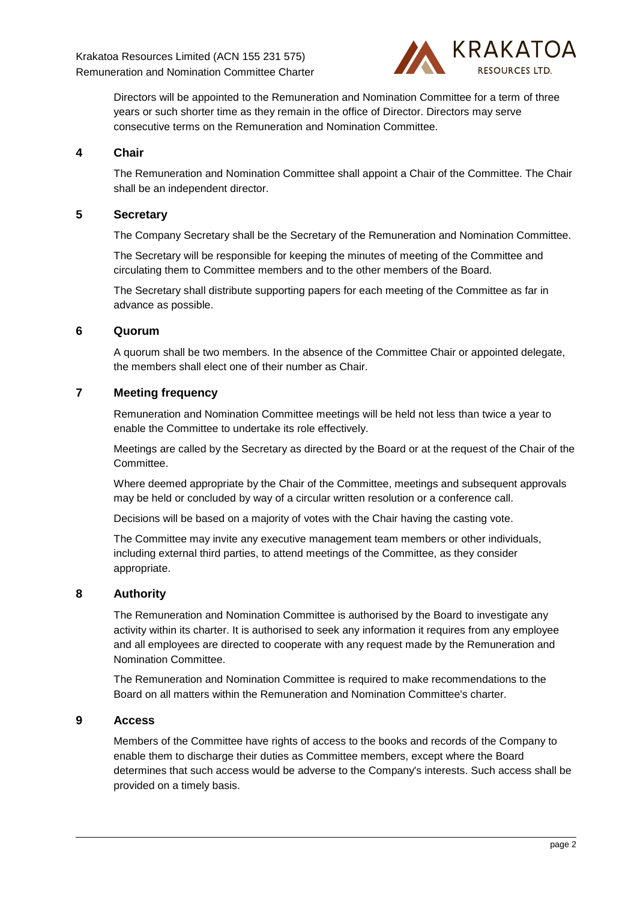Directors will be appointed to the Remuneration and Nomination Committee for a term of three years or such shorter time as they remain in the office of Director. Directors may serve consecutive terms on the Remuneration and Nomination Committee.

## 4 Chair

The Remuneration and Nomination Committee shall appoint a Chair of the Committee. The Chair shall be an independent director.

## 5 Secretary

The Company Secretary shall be the Secretary of the Remuneration and Nomination Committee.

The Secretary will be responsible for keeping the minutes of meeting of the Committee and circulating them to Committee members and to the other members of the Board.

The Secretary shall distribute supporting papers for each meeting of the Committee as far in advance as possible.

## 6 Quorum

A quorum shall be two members. In the absence of the Committee Chair or appointed delegate, the members shall elect one of their number as Chair.

## 7 Meeting frequency

Remuneration and Nomination Committee meetings will be held not less than twice a year to enable the Committee to undertake its role effectively.

Meetings are called by the Secretary as directed by the Board or at the request of the Chair of the Committee.

Where deemed appropriate by the Chair of the Committee, meetings and subsequent approvals may be held or concluded by way of a circular written resolution or a conference call.

Decisions will be based on a majority of votes with the Chair having the casting vote.

The Committee may invite any executive management team members or other individuals, including external third parties, to attend meetings of the Committee, as they consider appropriate.

## 8 Authority

The Remuneration and Nomination Committee is authorised by the Board to investigate any activity within its charter. It is authorised to seek any information it requires from any employee and all employees are directed to cooperate with any request made by the Remuneration and Nomination Committee.

The Remuneration and Nomination Committee is required to make recommendations to the Board on all matters within the Remuneration and Nomination Committee's charter.

## 9 Access

Members of the Committee have rights of access to the books and records of the Company to enable them to discharge their duties as Committee members, except where the Board determines that such access would be adverse to the Company's interests. Such access shall be provided on a timely basis.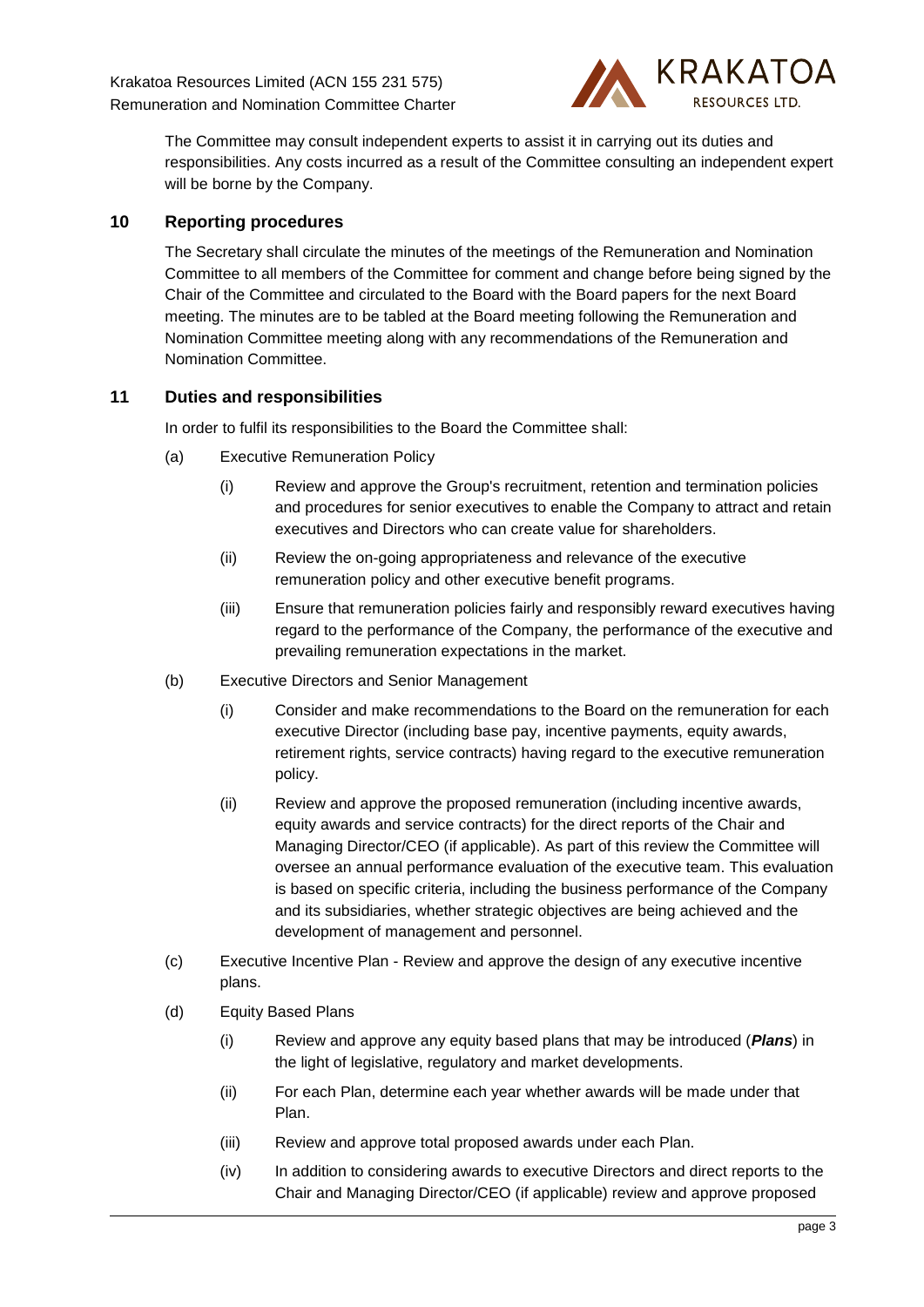The Committee may consult independent experts to assist it in carrying out its duties and responsibilities. Any costs incurred as a result of the Committee consulting an independent expert will be borne by the Company.

## 10 Reporting procedures

The Secretary shall circulate the minutes of the meetings of the Remuneration and Nomination Committee to all members of the Committee for comment and change before being signed by the Chair of the Committee and circulated to the Board with the Board papers for the next Board meeting. The minutes are to be tabled at the Board meeting following the Remuneration and Nomination Committee meeting along with any recommendations of the Remuneration and Nomination Committee.

## 11 Duties and responsibilities

In order to fulfil its responsibilities to the Board the Committee shall:

(a) Executive Remuneration Policy

  (i) Review and approve the Group's recruitment, retention and termination policies and procedures for senior executives to enable the Company to attract and retain executives and Directors who can create value for shareholders.

  (ii) Review the on-going appropriateness and relevance of the executive remuneration policy and other executive benefit programs.

  (iii) Ensure that remuneration policies fairly and responsibly reward executives having regard to the performance of the Company, the performance of the executive and prevailing remuneration expectations in the market.

(b) Executive Directors and Senior Management

  (i) Consider and make recommendations to the Board on the remuneration for each executive Director (including base pay, incentive payments, equity awards, retirement rights, service contracts) having regard to the executive remuneration policy.

  (ii) Review and approve the proposed remuneration (including incentive awards, equity awards and service contracts) for the direct reports of the Chair and Managing Director/CEO (if applicable). As part of this review the Committee will oversee an annual performance evaluation of the executive team. This evaluation is based on specific criteria, including the business performance of the Company and its subsidiaries, whether strategic objectives are being achieved and the development of management and personnel.

(c) Executive Incentive Plan - Review and approve the design of any executive incentive plans.

(d) Equity Based Plans

  (i) Review and approve any equity based plans that may be introduced (***Plans***) in the light of legislative, regulatory and market developments.

  (ii) For each Plan, determine each year whether awards will be made under that Plan.

  (iii) Review and approve total proposed awards under each Plan.

  (iv) In addition to considering awards to executive Directors and direct reports to the Chair and Managing Director/CEO (if applicable) review and approve proposed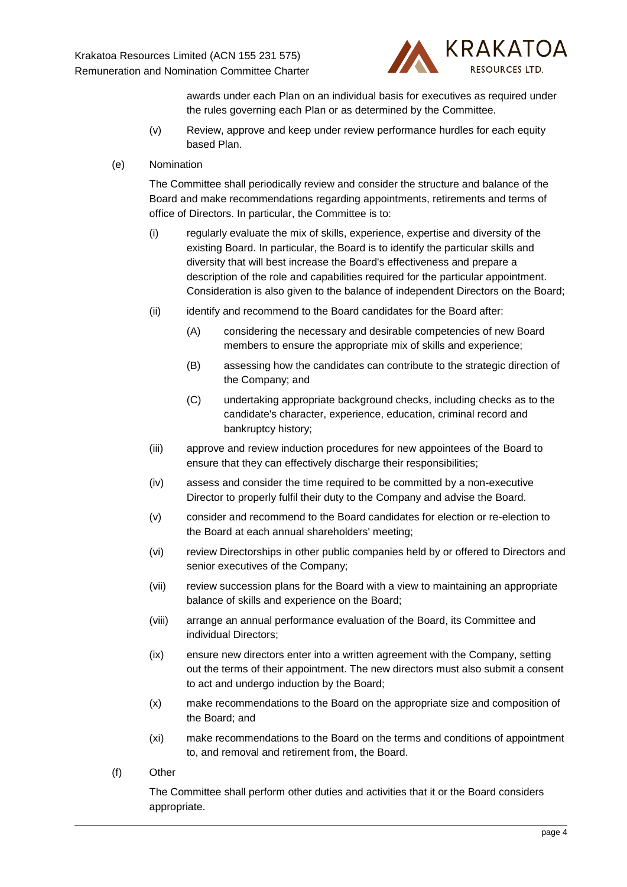awards under each Plan on an individual basis for executives as required under the rules governing each Plan or as determined by the Committee.

(v) Review, approve and keep under review performance hurdles for each equity based Plan.

(e) Nomination

The Committee shall periodically review and consider the structure and balance of the Board and make recommendations regarding appointments, retirements and terms of office of Directors. In particular, the Committee is to:

(i) regularly evaluate the mix of skills, experience, expertise and diversity of the existing Board. In particular, the Board is to identify the particular skills and diversity that will best increase the Board's effectiveness and prepare a description of the role and capabilities required for the particular appointment. Consideration is also given to the balance of independent Directors on the Board;

(ii) identify and recommend to the Board candidates for the Board after:

(A) considering the necessary and desirable competencies of new Board members to ensure the appropriate mix of skills and experience;

(B) assessing how the candidates can contribute to the strategic direction of the Company; and

(C) undertaking appropriate background checks, including checks as to the candidate's character, experience, education, criminal record and bankruptcy history;

(iii) approve and review induction procedures for new appointees of the Board to ensure that they can effectively discharge their responsibilities;

(iv) assess and consider the time required to be committed by a non-executive Director to properly fulfil their duty to the Company and advise the Board.

(v) consider and recommend to the Board candidates for election or re-election to the Board at each annual shareholders' meeting;

(vi) review Directorships in other public companies held by or offered to Directors and senior executives of the Company;

(vii) review succession plans for the Board with a view to maintaining an appropriate balance of skills and experience on the Board;

(viii) arrange an annual performance evaluation of the Board, its Committee and individual Directors;

(ix) ensure new directors enter into a written agreement with the Company, setting out the terms of their appointment. The new directors must also submit a consent to act and undergo induction by the Board;

(x) make recommendations to the Board on the appropriate size and composition of the Board; and

(xi) make recommendations to the Board on the terms and conditions of appointment to, and removal and retirement from, the Board.

(f) Other

The Committee shall perform other duties and activities that it or the Board considers appropriate.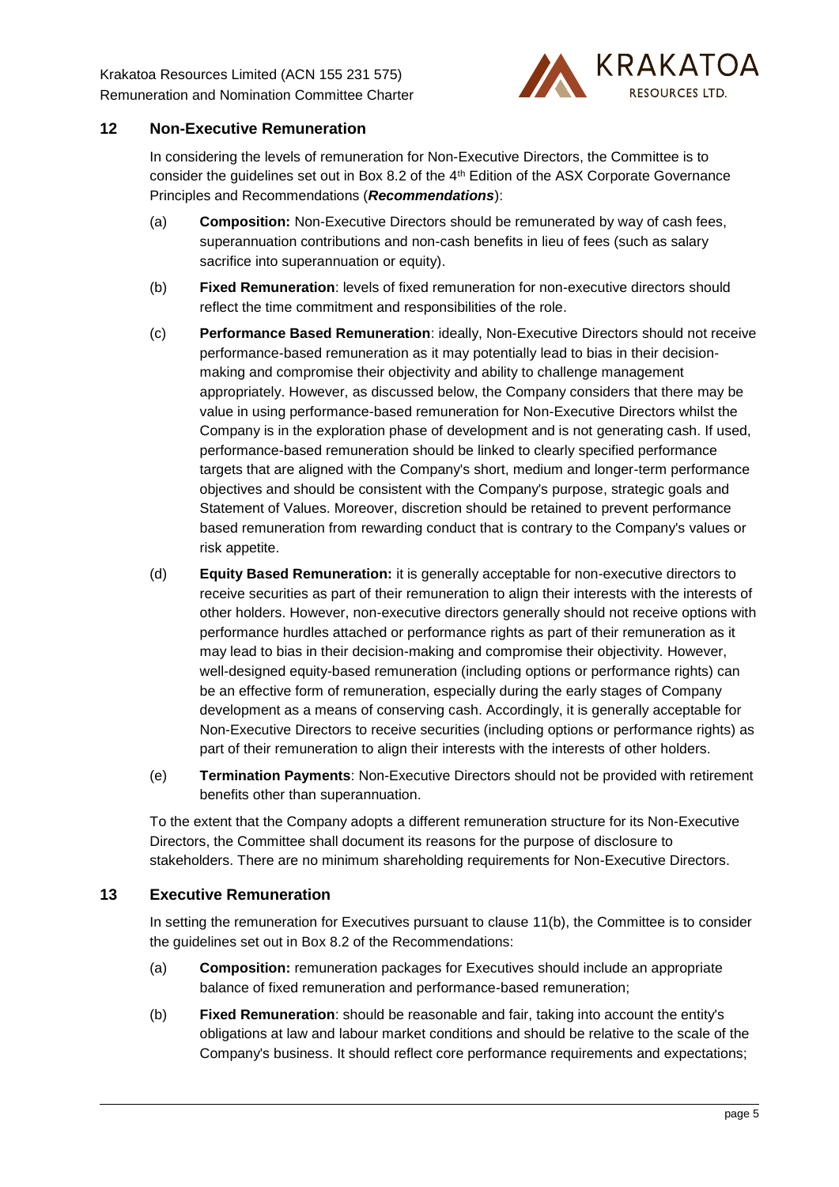## 12 Non-Executive Remuneration

In considering the levels of remuneration for Non-Executive Directors, the Committee is to consider the guidelines set out in Box 8.2 of the 4th Edition of the ASX Corporate Governance Principles and Recommendations (***Recommendations***):

(a) **Composition:** Non-Executive Directors should be remunerated by way of cash fees, superannuation contributions and non-cash benefits in lieu of fees (such as salary sacrifice into superannuation or equity).

(b) **Fixed Remuneration**: levels of fixed remuneration for non-executive directors should reflect the time commitment and responsibilities of the role.

(c) **Performance Based Remuneration**: ideally, Non-Executive Directors should not receive performance-based remuneration as it may potentially lead to bias in their decision-making and compromise their objectivity and ability to challenge management appropriately. However, as discussed below, the Company considers that there may be value in using performance-based remuneration for Non-Executive Directors whilst the Company is in the exploration phase of development and is not generating cash. If used, performance-based remuneration should be linked to clearly specified performance targets that are aligned with the Company's short, medium and longer-term performance objectives and should be consistent with the Company's purpose, strategic goals and Statement of Values. Moreover, discretion should be retained to prevent performance based remuneration from rewarding conduct that is contrary to the Company's values or risk appetite.

(d) **Equity Based Remuneration:** it is generally acceptable for non-executive directors to receive securities as part of their remuneration to align their interests with the interests of other holders. However, non-executive directors generally should not receive options with performance hurdles attached or performance rights as part of their remuneration as it may lead to bias in their decision-making and compromise their objectivity. However, well-designed equity-based remuneration (including options or performance rights) can be an effective form of remuneration, especially during the early stages of Company development as a means of conserving cash. Accordingly, it is generally acceptable for Non-Executive Directors to receive securities (including options or performance rights) as part of their remuneration to align their interests with the interests of other holders.

(e) **Termination Payments**: Non-Executive Directors should not be provided with retirement benefits other than superannuation.

To the extent that the Company adopts a different remuneration structure for its Non-Executive Directors, the Committee shall document its reasons for the purpose of disclosure to stakeholders. There are no minimum shareholding requirements for Non-Executive Directors.

## 13 Executive Remuneration

In setting the remuneration for Executives pursuant to clause 11(b), the Committee is to consider the guidelines set out in Box 8.2 of the Recommendations:

(a) **Composition:** remuneration packages for Executives should include an appropriate balance of fixed remuneration and performance-based remuneration;

(b) **Fixed Remuneration**: should be reasonable and fair, taking into account the entity's obligations at law and labour market conditions and should be relative to the scale of the Company's business. It should reflect core performance requirements and expectations;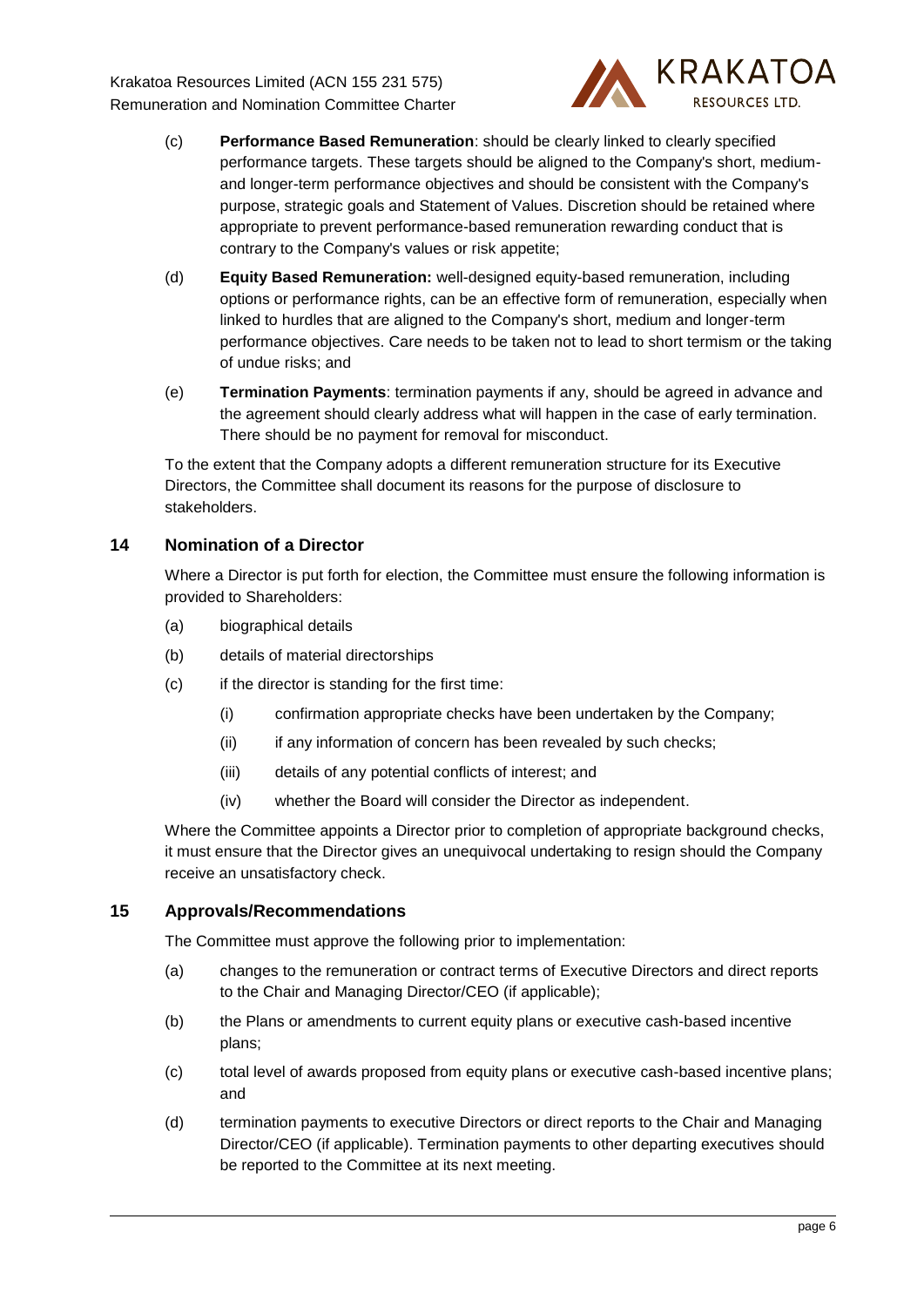(c) **Performance Based Remuneration**: should be clearly linked to clearly specified performance targets. These targets should be aligned to the Company's short, medium- and longer-term performance objectives and should be consistent with the Company's purpose, strategic goals and Statement of Values. Discretion should be retained where appropriate to prevent performance-based remuneration rewarding conduct that is contrary to the Company's values or risk appetite;

(d) **Equity Based Remuneration:** well-designed equity-based remuneration, including options or performance rights, can be an effective form of remuneration, especially when linked to hurdles that are aligned to the Company's short, medium and longer-term performance objectives. Care needs to be taken not to lead to short termism or the taking of undue risks; and

(e) **Termination Payments**: termination payments if any, should be agreed in advance and the agreement should clearly address what will happen in the case of early termination. There should be no payment for removal for misconduct.

To the extent that the Company adopts a different remuneration structure for its Executive Directors, the Committee shall document its reasons for the purpose of disclosure to stakeholders.

## 14 Nomination of a Director

Where a Director is put forth for election, the Committee must ensure the following information is provided to Shareholders:

(a) biographical details

(b) details of material directorships

(c) if the director is standing for the first time:

  (i) confirmation appropriate checks have been undertaken by the Company;

  (ii) if any information of concern has been revealed by such checks;

  (iii) details of any potential conflicts of interest; and

  (iv) whether the Board will consider the Director as independent.

Where the Committee appoints a Director prior to completion of appropriate background checks, it must ensure that the Director gives an unequivocal undertaking to resign should the Company receive an unsatisfactory check.

## 15 Approvals/Recommendations

The Committee must approve the following prior to implementation:

(a) changes to the remuneration or contract terms of Executive Directors and direct reports to the Chair and Managing Director/CEO (if applicable);

(b) the Plans or amendments to current equity plans or executive cash-based incentive plans;

(c) total level of awards proposed from equity plans or executive cash-based incentive plans; and

(d) termination payments to executive Directors or direct reports to the Chair and Managing Director/CEO (if applicable). Termination payments to other departing executives should be reported to the Committee at its next meeting.